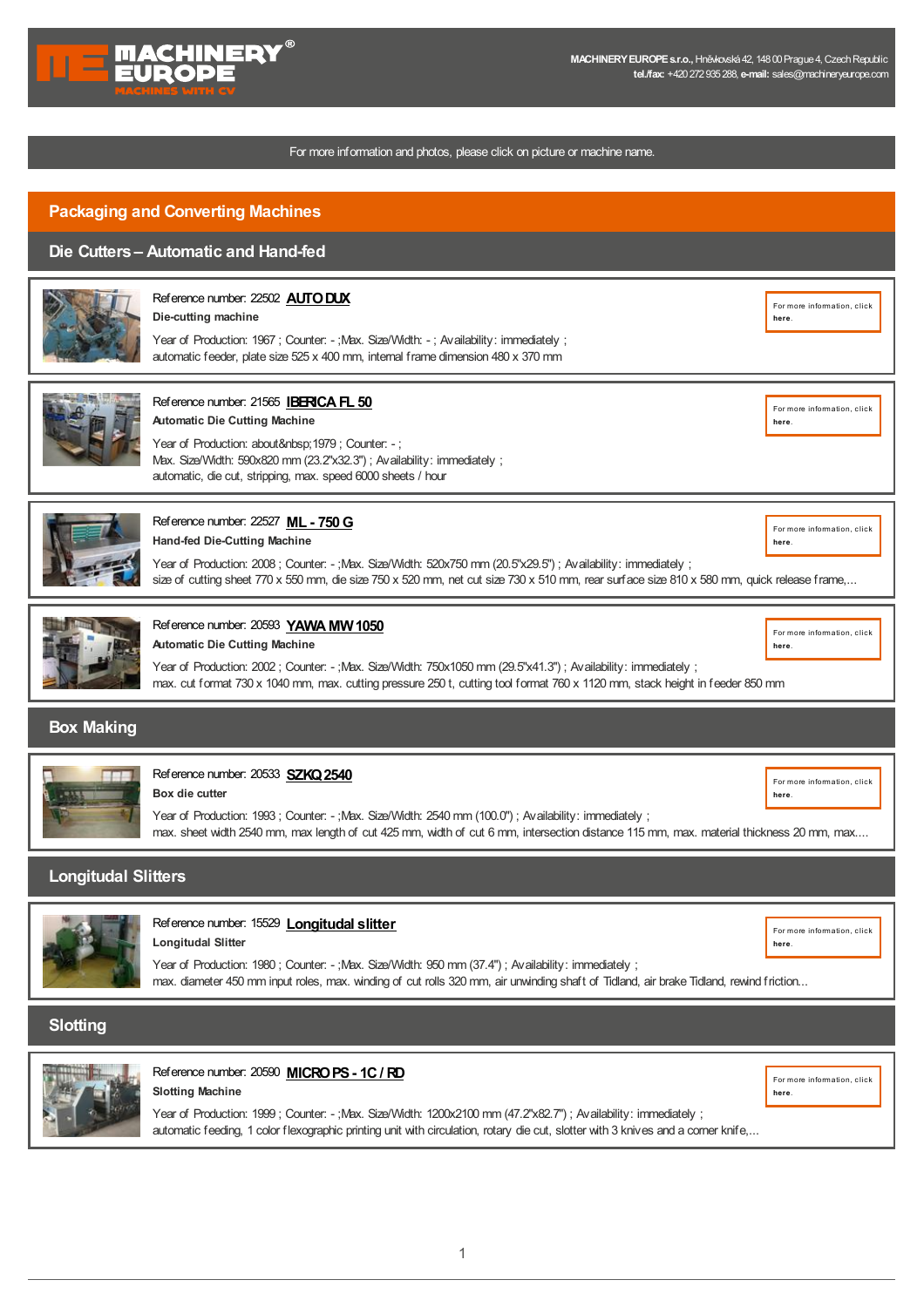**MACHINERY EUROPE s.r.o.**, Hněvkovská 42, 148 00 Prague 4, Czech Republic
**tel./fax:** +420 272 935 288, **e-mail:** sales@machineryeurope.com

For more information and photos, please click on picture or machine name.

# Packaging and Converting Machines

## Die Cutters – Automatic and Hand-fed

Reference number: 22502 **AUTO DUX**
**Die-cutting machine**
Year of Production: 1967 ; Counter: - ;Max. Size/Width: - ; Availability: immediately ;
automatic feeder, plate size 525 x 400 mm, internal frame dimension 480 x 370 mm

For more information, click **here**.

Reference number: 21565 **IBERICA FL 50**
**Automatic Die Cutting Machine**
Year of Production: about&nbsp;1979 ; Counter: - ;
Max. Size/Width: 590x820 mm (23.2"x32.3") ; Availability: immediately ;
automatic, die cut, stripping, max. speed 6000 sheets / hour

For more information, click **here**.

Reference number: 22527 **ML - 750 G**
**Hand-fed Die-Cutting Machine**
Year of Production: 2008 ; Counter: - ;Max. Size/Width: 520x750 mm (20.5"x29.5") ; Availability: immediately ;
size of cutting sheet 770 x 550 mm, die size 750 x 520 mm, net cut size 730 x 510 mm, rear surface size 810 x 580 mm, quick release frame,...

For more information, click **here**.

Reference number: 20593 **YAWA MW 1050**
**Automatic Die Cutting Machine**
Year of Production: 2002 ; Counter: - ;Max. Size/Width: 750x1050 mm (29.5"x41.3") ; Availability: immediately ;
max. cut format 730 x 1040 mm, max. cutting pressure 250 t, cutting tool format 760 x 1120 mm, stack height in feeder 850 mm

For more information, click **here**.

## Box Making

Reference number: 20533 **SZKQ 2540**
**Box die cutter**
Year of Production: 1993 ; Counter: - ;Max. Size/Width: 2540 mm (100.0") ; Availability: immediately ;
max. sheet width 2540 mm, max length of cut 425 mm, width of cut 6 mm, intersection distance 115 mm, max. material thickness 20 mm, max....

For more information, click **here**.

## Longitudal Slitters

Reference number: 15529 **Longitudal slitter**
**Longitudal Slitter**
Year of Production: 1980 ; Counter: - ;Max. Size/Width: 950 mm (37.4") ; Availability: immediately ;
max. diameter 450 mm input roles, max. winding of cut rolls 320 mm, air unwinding shaft of Tidland, air brake Tidland, rewind friction...

For more information, click **here**.

## Slotting

Reference number: 20590 **MICRO PS - 1C / RD**
**Slotting Machine**
Year of Production: 1999 ; Counter: - ;Max. Size/Width: 1200x2100 mm (47.2"x82.7") ; Availability: immediately ;
automatic feeding, 1 color flexographic printing unit with circulation, rotary die cut, slotter with 3 knives and a corner knife,...

For more information, click **here**.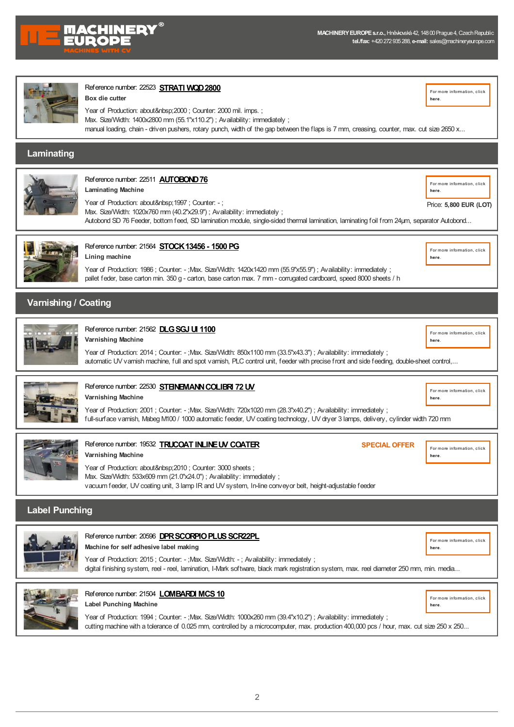**MACHINERY EUROPE s.r.o.**, Hněvkovská 42, 148 00 Prague 4, Czech Republic
**tel./fax:** +420 272 935 288, **e-mail:** sales@machineryeurope.com

Reference number: 22523 **STRATI WQD 2800**
**Box die cutter**
Year of Production: about&nbsp;2000 ; Counter: 2000 mil. imps. ;
Max. Size/Width: 1400x2800 mm (55.1"x110.2") ; Availability: immediately ;
manual loading, chain - driven pushers, rotary punch, width of the gap between the flaps is 7 mm, creasing, counter, max. cut size 2650 x...

For more information, click **here**.

## Laminating

Reference number: 22511 **AUTOBOND 76**
**Laminating Machine**
Year of Production: about&nbsp;1997 ; Counter: - ;
Max. Size/Width: 1020x760 mm (40.2"x29.9") ; Availability: immediately ;
Autobond SD 76 Feeder, bottom feed, SD lamination module, single-sided thermal lamination, laminating foil from 24µm, separator Autobond...

For more information, click **here**.
Price: **5,800 EUR (LOT)**

Reference number: 21564 **STOCK 13456 - 1500 PG**
**Lining machine**
Year of Production: 1986 ; Counter: - ;Max. Size/Width: 1420x1420 mm (55.9"x55.9") ; Availability: immediately ;
pallet feder, base carton min. 350 g - carton, base carton max. 7 mm - corrugated cardboard, speed 8000 sheets / h

For more information, click **here**.

## Varnishing / Coating

Reference number: 21562 **DLG SGJ UI 1100**
**Varnishing Machine**
Year of Production: 2014 ; Counter: - ;Max. Size/Width: 850x1100 mm (33.5"x43.3") ; Availability: immediately ;
automatic UV varnish machine, full and spot varnish, PLC control unit, feeder with precise front and side feeding, double-sheet control,...

For more information, click **here**.

Reference number: 22530 **STEINEMANN COLIBRI 72 UV**
**Varnishing Machine**
Year of Production: 2001 ; Counter: - ;Max. Size/Width: 720x1020 mm (28.3"x40.2") ; Availability: immediately ;
full-surface varnish, Mabeg M100 / 1000 automatic feeder, UV coating technology, UV dryer 3 lamps, delivery, cylinder width 720 mm

For more information, click **here**.

Reference number: 19532 **TRUCOAT INLINE UV COATER** — **SPECIAL OFFER**
**Varnishing Machine**
Year of Production: about&nbsp;2010 ; Counter: 3000 sheets ;
Max. Size/Width: 533x609 mm (21.0"x24.0") ; Availability: immediately ;
vacuum feeder, UV coating unit, 3 lamp IR and UV system, In-line conveyor belt, height-adjustable feeder

For more information, click **here**.

## Label Punching

Reference number: 20596 **DPR SCORPIO PLUS SCR22PL**
**Machine for self adhesive label making**
Year of Production: 2015 ; Counter: - ;Max. Size/Width: - ; Availability: immediately ;
digital finishing system, reel - reel, lamination, I-Mark software, black mark registration system, max. reel diameter 250 mm, min. media...

For more information, click **here**.

Reference number: 21504 **LOMBARDI MCS 10**
**Label Punching Machine**
Year of Production: 1994 ; Counter: - ;Max. Size/Width: 1000x260 mm (39.4"x10.2") ; Availability: immediately ;
cutting machine with a tolerance of 0.025 mm, controlled by a microcomputer, max. production 400,000 pcs / hour, max. cut size 250 x 250...

For more information, click **here**.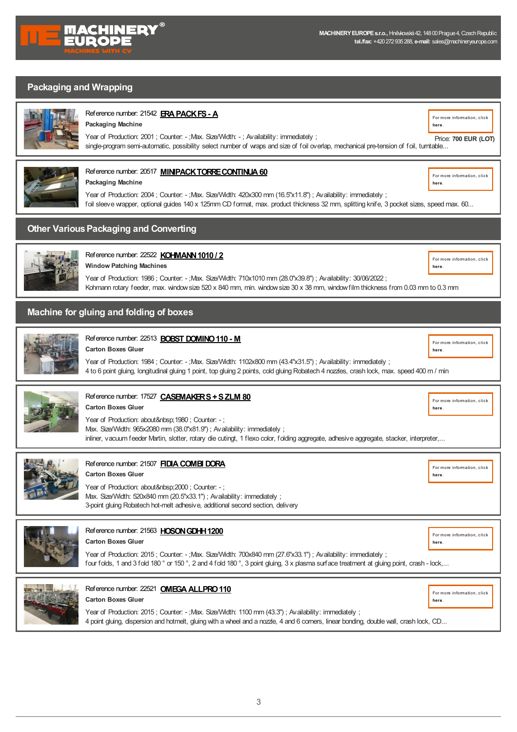## Packaging and Wrapping

Reference number: 21542 **ERA PACK FS - A**

**Packaging Machine**

Year of Production: 2001 ; Counter: - ;Max. Size/Width: - ; Availability: immediately ;

single-program semi-automatic, possibility select number of wraps and size of foil overlap, mechanical pre-tension of foil, turntable...

For more information, click **here**.

Price: **700 EUR (LOT)**

---

Reference number: 20517 **MINIPACK TORRE CONTINUA 60**

**Packaging Machine**

Year of Production: 2004 ; Counter: - ;Max. Size/Width: 420x300 mm (16.5"x11.8") ; Availability: immediately ;

foil sleeve wrapper, optional guides 140 x 125mm CD format, max. product thickness 32 mm, splitting knife, 3 pocket sizes, speed max. 60...

For more information, click **here**.

## Other Various Packaging and Converting

Reference number: 22522 **KOHMANN 1010 / 2**

**Window Patching Machines**

Year of Production: 1986 ; Counter: - ;Max. Size/Width: 710x1010 mm (28.0"x39.8") ; Availability: 30/06/2022 ;

Kohmann rotary feeder, max. window size 520 x 840 mm, min. window size 30 x 38 mm, window film thickness from 0.03 mm to 0.3 mm

For more information, click **here**.

## Machine for gluing and folding of boxes

Reference number: 22513 **BOBST DOMINO 110 - M**

**Carton Boxes Gluer**

Year of Production: 1984 ; Counter: - ;Max. Size/Width: 1102x800 mm (43.4"x31.5") ; Availability: immediately ;

4 to 6 point gluing, longitudinal gluing 1 point, top gluing 2 points, cold gluing Robatech 4 nozzles, crash lock, max. speed 400 m / min

For more information, click **here**.

---

Reference number: 17527 **CASEMAKER S + S ZLM 80**

**Carton Boxes Gluer**

Year of Production: about&nbsp;1980 ; Counter: - ;

Max. Size/Width: 965x2080 mm (38.0"x81.9") ; Availability: immediately ;

inliner, vacuum feeder Martin, slotter, rotary die cutingt, 1 flexo color, folding aggregate, adhesive aggregate, stacker, interpreter,...

For more information, click **here**.

---

Reference number: 21507 **FIDIA COMBI DORA**

**Carton Boxes Gluer**

Year of Production: about&nbsp;2000 ; Counter: - ;

Max. Size/Width: 520x840 mm (20.5"x33.1") ; Availability: immediately ;

3-point gluing Robatech hot-melt adhesive, additional second section, delivery

For more information, click **here**.

---

Reference number: 21563 **HOSON GDHH 1200**

**Carton Boxes Gluer**

Year of Production: 2015 ; Counter: - ;Max. Size/Width: 700x840 mm (27.6"x33.1") ; Availability: immediately ;

four folds, 1 and 3 fold 180 ° or 150 °, 2 and 4 fold 180 °, 3 point gluing, 3 x plasma surface treatment at gluing point, crash - lock,...

For more information, click **here**.

---

Reference number: 22521 **OMEGA ALLPRO 110**

**Carton Boxes Gluer**

Year of Production: 2015 ; Counter: - ;Max. Size/Width: 1100 mm (43.3") ; Availability: immediately ;

4 point gluing, dispersion and hotmelt, gluing with a wheel and a nozzle, 4 and 6 corners, linear bonding, double wall, crash lock, CD...

For more information, click **here**.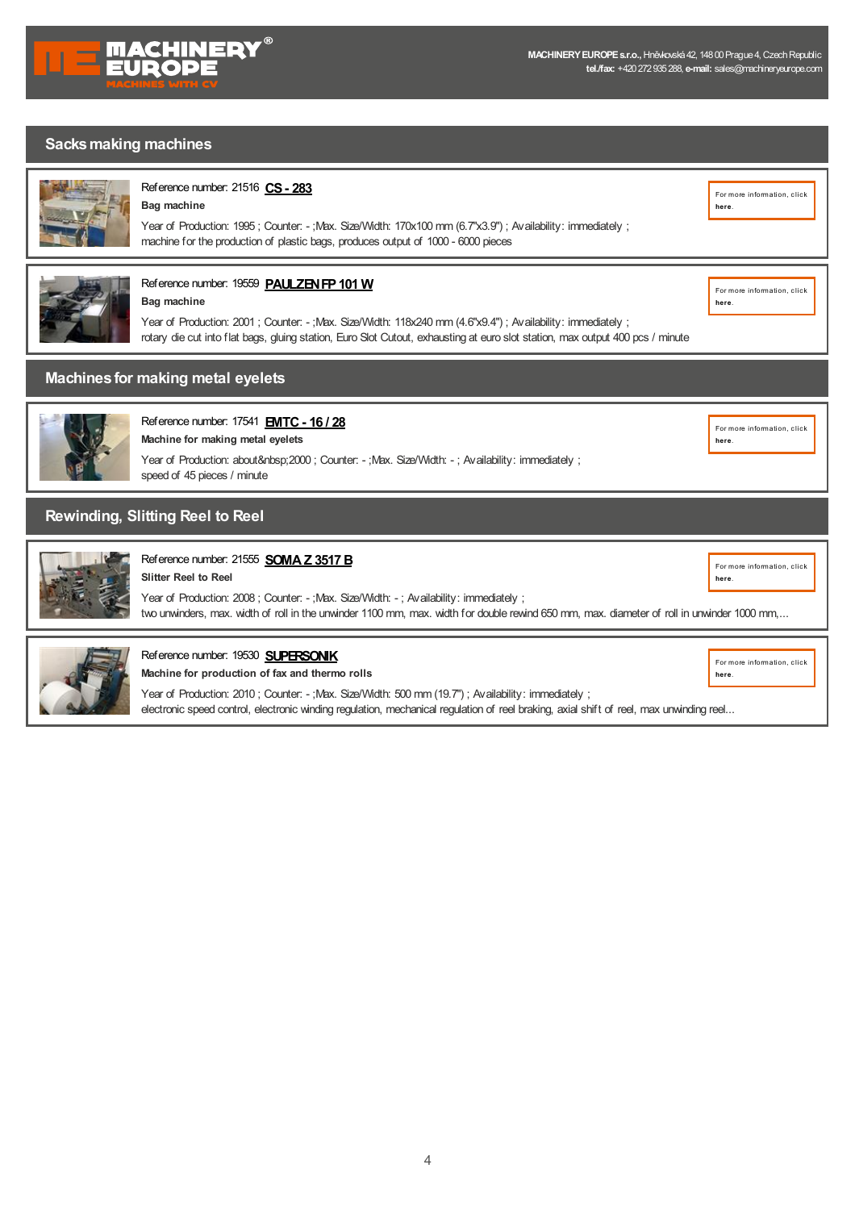## Sacks making machines

Reference number: 21516 **CS - 283**

**Bag machine**

Year of Production: 1995 ; Counter: - ;Max. Size/Width: 170x100 mm (6.7"x3.9") ; Availability: immediately ;
machine for the production of plastic bags, produces output of 1000 - 6000 pieces

For more information, click **here**.

Reference number: 19559 **PAULZEN FP 101 W**

**Bag machine**

Year of Production: 2001 ; Counter: - ;Max. Size/Width: 118x240 mm (4.6"x9.4") ; Availability: immediately ;
rotary die cut into flat bags, gluing station, Euro Slot Cutout, exhausting at euro slot station, max output 400 pcs / minute

For more information, click **here**.

## Machines for making metal eyelets

Reference number: 17541 **EMTC - 16 / 28**

**Machine for making metal eyelets**

Year of Production: about&nbsp;2000 ; Counter: - ;Max. Size/Width: - ; Availability: immediately ;
speed of 45 pieces / minute

For more information, click **here**.

## Rewinding, Slitting Reel to Reel

Reference number: 21555 **SOMA Z 3517 B**

**Slitter Reel to Reel**

Year of Production: 2008 ; Counter: - ;Max. Size/Width: - ; Availability: immediately ;
two unwinders, max. width of roll in the unwinder 1100 mm, max. width for double rewind 650 mm, max. diameter of roll in unwinder 1000 mm,...

For more information, click **here**.

Reference number: 19530 **SUPERSONIK**

**Machine for production of fax and thermo rolls**

Year of Production: 2010 ; Counter: - ;Max. Size/Width: 500 mm (19.7") ; Availability: immediately ;
electronic speed control, electronic winding regulation, mechanical regulation of reel braking, axial shift of reel, max unwinding reel...

For more information, click **here**.